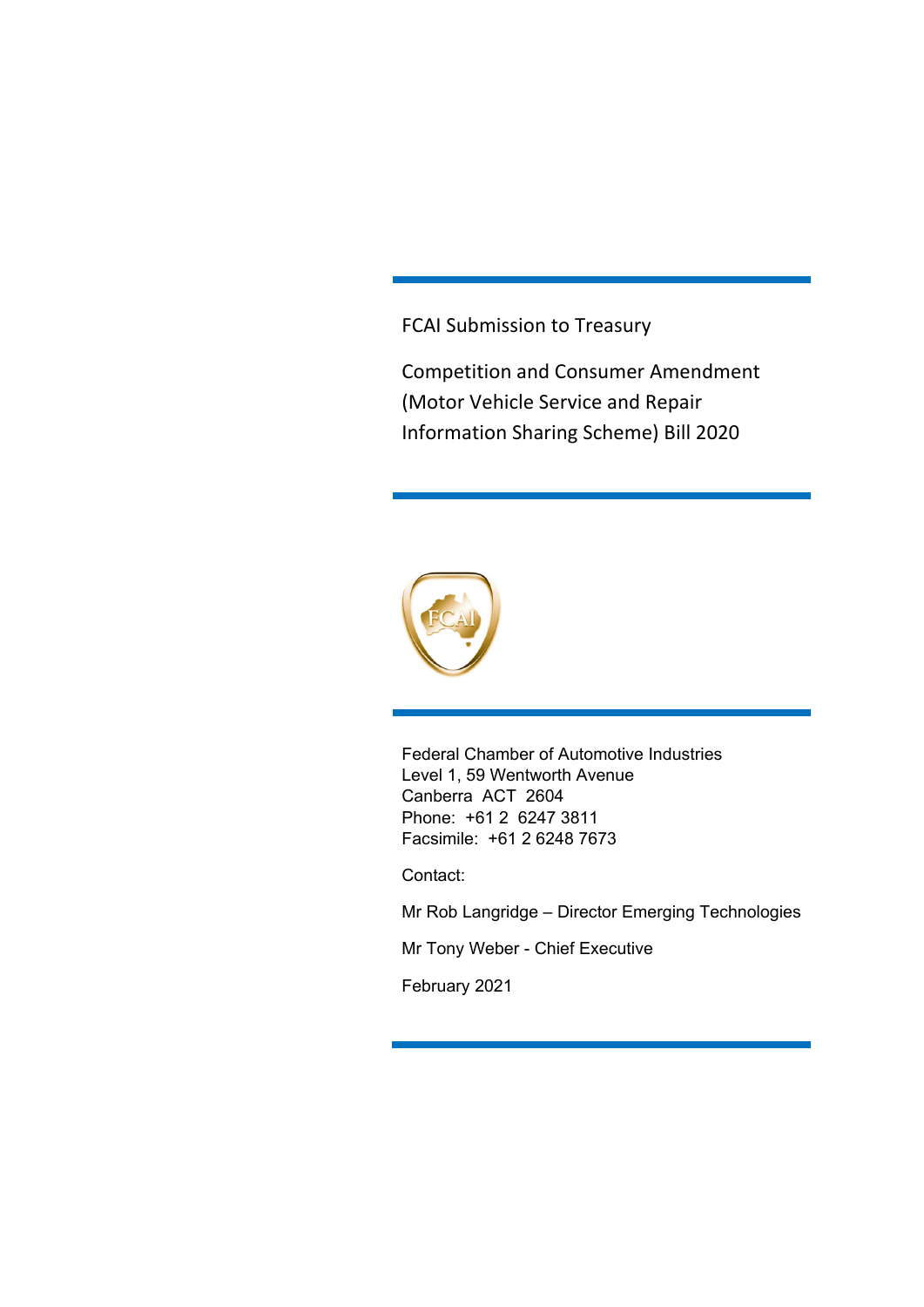FCAI Submission to Treasury

# Competition and Consumer Amendment (Motor Vehicle Service and Repair Information Sharing Scheme) Bill 2020

Federal Chamber of Automotive Industries
Level 1, 59 Wentworth Avenue
Canberra ACT 2604
Phone: +61 2 6247 3811
Facsimile: +61 2 6248 7673

Contact:

Mr Rob Langridge – Director Emerging Technologies

Mr Tony Weber - Chief Executive

February 2021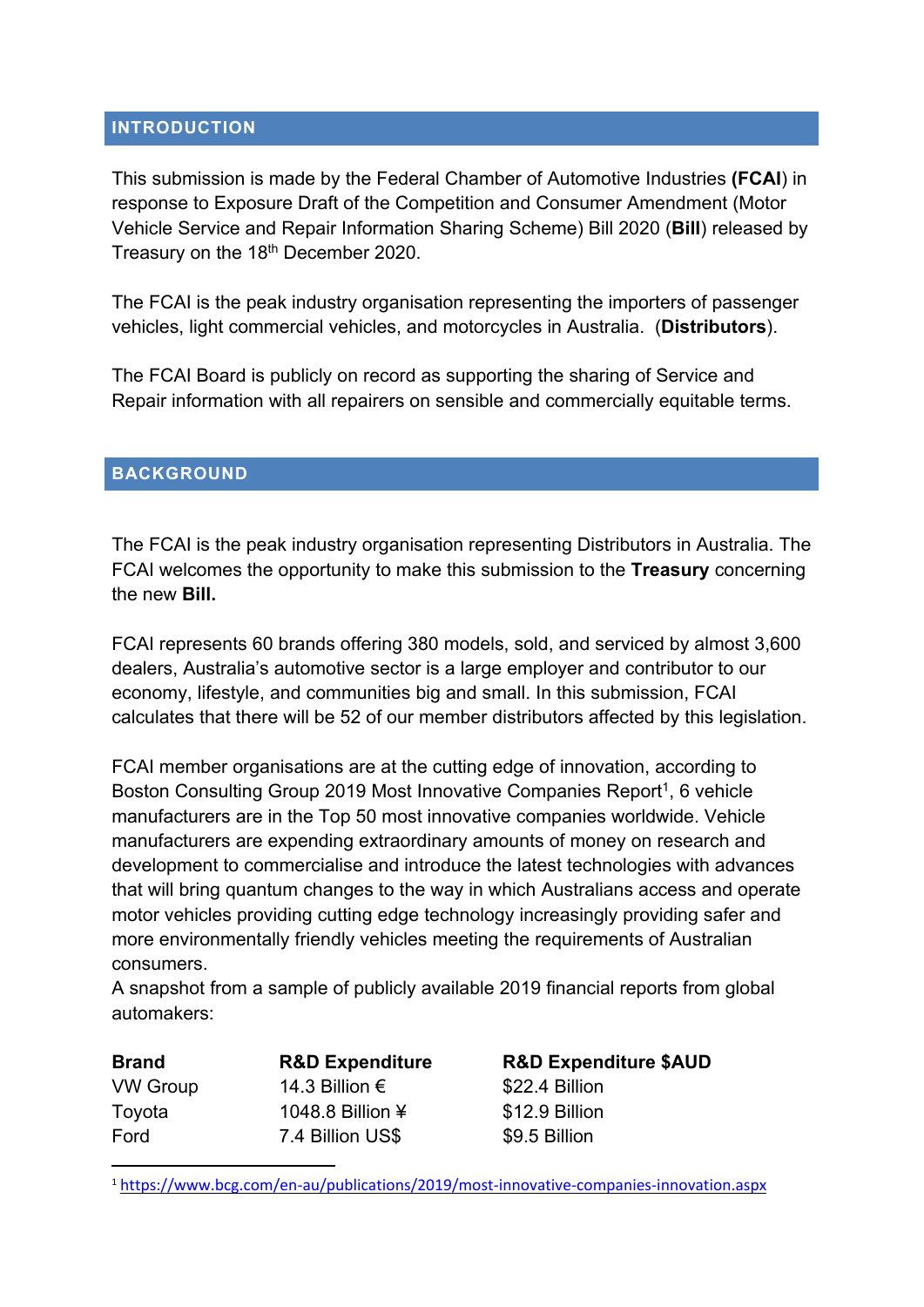## INTRODUCTION

This submission is made by the Federal Chamber of Automotive Industries **(FCAI**) in response to Exposure Draft of the Competition and Consumer Amendment (Motor Vehicle Service and Repair Information Sharing Scheme) Bill 2020 (**Bill**) released by Treasury on the 18th December 2020.

The FCAI is the peak industry organisation representing the importers of passenger vehicles, light commercial vehicles, and motorcycles in Australia. (**Distributors**).

The FCAI Board is publicly on record as supporting the sharing of Service and Repair information with all repairers on sensible and commercially equitable terms.

## BACKGROUND

The FCAI is the peak industry organisation representing Distributors in Australia. The FCAI welcomes the opportunity to make this submission to the **Treasury** concerning the new **Bill.**

FCAI represents 60 brands offering 380 models, sold, and serviced by almost 3,600 dealers, Australia's automotive sector is a large employer and contributor to our economy, lifestyle, and communities big and small. In this submission, FCAI calculates that there will be 52 of our member distributors affected by this legislation.

FCAI member organisations are at the cutting edge of innovation, according to Boston Consulting Group 2019 Most Innovative Companies Report[1], 6 vehicle manufacturers are in the Top 50 most innovative companies worldwide. Vehicle manufacturers are expending extraordinary amounts of money on research and development to commercialise and introduce the latest technologies with advances that will bring quantum changes to the way in which Australians access and operate motor vehicles providing cutting edge technology increasingly providing safer and more environmentally friendly vehicles meeting the requirements of Australian consumers.
A snapshot from a sample of publicly available 2019 financial reports from global automakers:

| Brand | R&D Expenditure | R&D Expenditure $AUD |
|---|---|---|
| VW Group | 14.3 Billion € | $22.4 Billion |
| Toyota | 1048.8 Billion ¥ | $12.9 Billion |
| Ford | 7.4 Billion US$ | $9.5 Billion |

[1] https://www.bcg.com/en-au/publications/2019/most-innovative-companies-innovation.aspx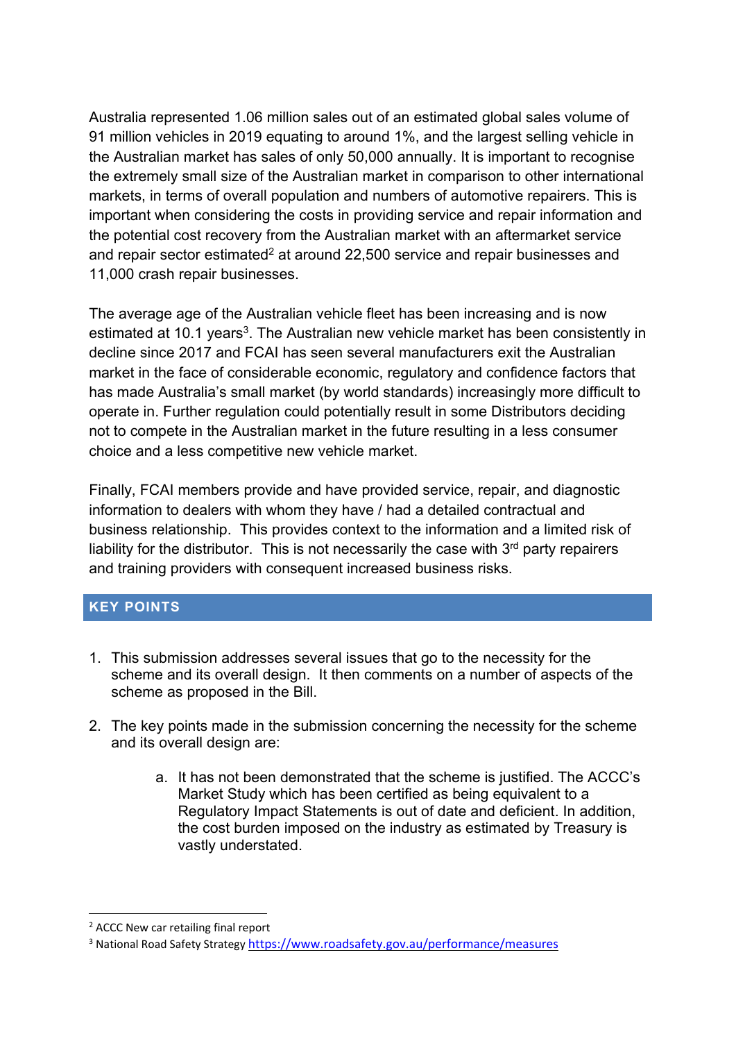Australia represented 1.06 million sales out of an estimated global sales volume of 91 million vehicles in 2019 equating to around 1%, and the largest selling vehicle in the Australian market has sales of only 50,000 annually. It is important to recognise the extremely small size of the Australian market in comparison to other international markets, in terms of overall population and numbers of automotive repairers. This is important when considering the costs in providing service and repair information and the potential cost recovery from the Australian market with an aftermarket service and repair sector estimated[2] at around 22,500 service and repair businesses and 11,000 crash repair businesses.

The average age of the Australian vehicle fleet has been increasing and is now estimated at 10.1 years[3]. The Australian new vehicle market has been consistently in decline since 2017 and FCAI has seen several manufacturers exit the Australian market in the face of considerable economic, regulatory and confidence factors that has made Australia's small market (by world standards) increasingly more difficult to operate in. Further regulation could potentially result in some Distributors deciding not to compete in the Australian market in the future resulting in a less consumer choice and a less competitive new vehicle market.

Finally, FCAI members provide and have provided service, repair, and diagnostic information to dealers with whom they have / had a detailed contractual and business relationship. This provides context to the information and a limited risk of liability for the distributor. This is not necessarily the case with 3rd party repairers and training providers with consequent increased business risks.

## KEY POINTS

1. This submission addresses several issues that go to the necessity for the scheme and its overall design. It then comments on a number of aspects of the scheme as proposed in the Bill.

2. The key points made in the submission concerning the necessity for the scheme and its overall design are:

    a. It has not been demonstrated that the scheme is justified. The ACCC's Market Study which has been certified as being equivalent to a Regulatory Impact Statements is out of date and deficient. In addition, the cost burden imposed on the industry as estimated by Treasury is vastly understated.

---

[2] ACCC New car retailing final report

[3] National Road Safety Strategy https://www.roadsafety.gov.au/performance/measures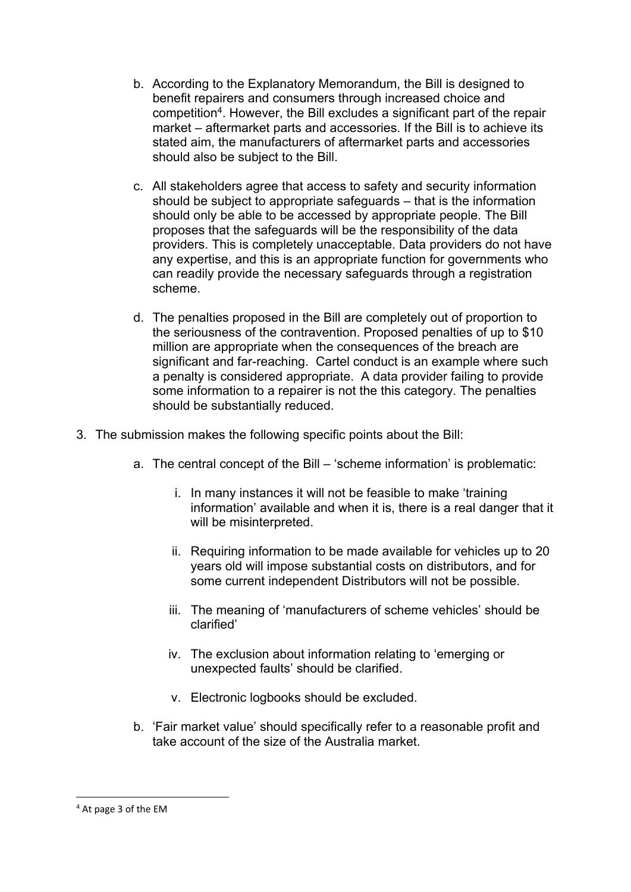b. According to the Explanatory Memorandum, the Bill is designed to benefit repairers and consumers through increased choice and competition[4]. However, the Bill excludes a significant part of the repair market – aftermarket parts and accessories. If the Bill is to achieve its stated aim, the manufacturers of aftermarket parts and accessories should also be subject to the Bill.

c. All stakeholders agree that access to safety and security information should be subject to appropriate safeguards – that is the information should only be able to be accessed by appropriate people. The Bill proposes that the safeguards will be the responsibility of the data providers. This is completely unacceptable. Data providers do not have any expertise, and this is an appropriate function for governments who can readily provide the necessary safeguards through a registration scheme.

d. The penalties proposed in the Bill are completely out of proportion to the seriousness of the contravention. Proposed penalties of up to $10 million are appropriate when the consequences of the breach are significant and far-reaching. Cartel conduct is an example where such a penalty is considered appropriate. A data provider failing to provide some information to a repairer is not the this category. The penalties should be substantially reduced.

3. The submission makes the following specific points about the Bill:

   a. The central concept of the Bill – 'scheme information' is problematic:

      i. In many instances it will not be feasible to make 'training information' available and when it is, there is a real danger that it will be misinterpreted.

      ii. Requiring information to be made available for vehicles up to 20 years old will impose substantial costs on distributors, and for some current independent Distributors will not be possible.

      iii. The meaning of 'manufacturers of scheme vehicles' should be clarified'

      iv. The exclusion about information relating to 'emerging or unexpected faults' should be clarified.

      v. Electronic logbooks should be excluded.

   b. 'Fair market value' should specifically refer to a reasonable profit and take account of the size of the Australia market.

---

[4] At page 3 of the EM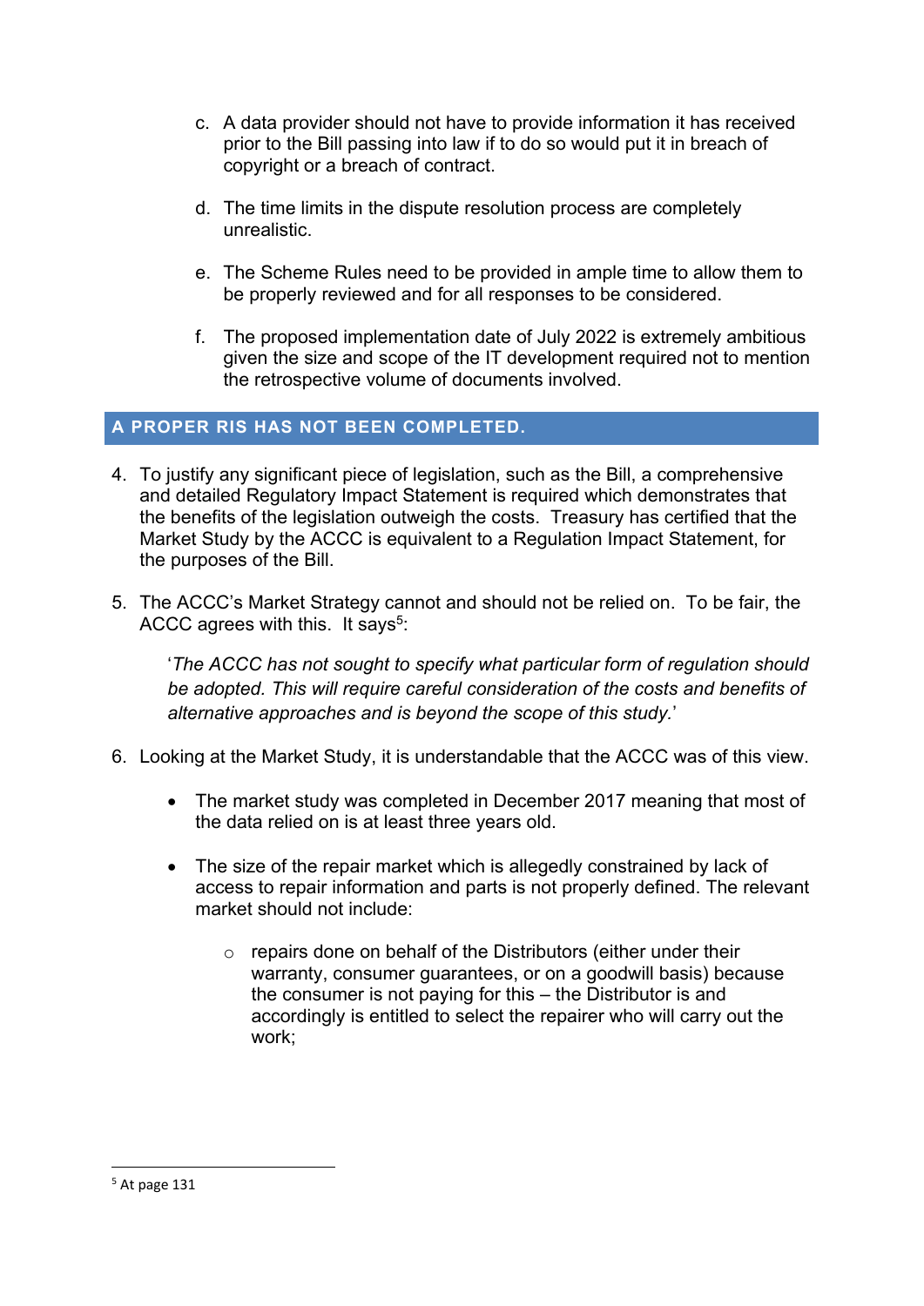c. A data provider should not have to provide information it has received prior to the Bill passing into law if to do so would put it in breach of copyright or a breach of contract.

d. The time limits in the dispute resolution process are completely unrealistic.

e. The Scheme Rules need to be provided in ample time to allow them to be properly reviewed and for all responses to be considered.

f. The proposed implementation date of July 2022 is extremely ambitious given the size and scope of the IT development required not to mention the retrospective volume of documents involved.

## A PROPER RIS HAS NOT BEEN COMPLETED.

4. To justify any significant piece of legislation, such as the Bill, a comprehensive and detailed Regulatory Impact Statement is required which demonstrates that the benefits of the legislation outweigh the costs. Treasury has certified that the Market Study by the ACCC is equivalent to a Regulation Impact Statement, for the purposes of the Bill.

5. The ACCC's Market Strategy cannot and should not be relied on. To be fair, the ACCC agrees with this. It says[5]:

   '*The ACCC has not sought to specify what particular form of regulation should be adopted. This will require careful consideration of the costs and benefits of alternative approaches and is beyond the scope of this study.*'

6. Looking at the Market Study, it is understandable that the ACCC was of this view.

   - The market study was completed in December 2017 meaning that most of the data relied on is at least three years old.
   - The size of the repair market which is allegedly constrained by lack of access to repair information and parts is not properly defined. The relevant market should not include:
     - repairs done on behalf of the Distributors (either under their warranty, consumer guarantees, or on a goodwill basis) because the consumer is not paying for this – the Distributor is and accordingly is entitled to select the repairer who will carry out the work;

---

[5] At page 131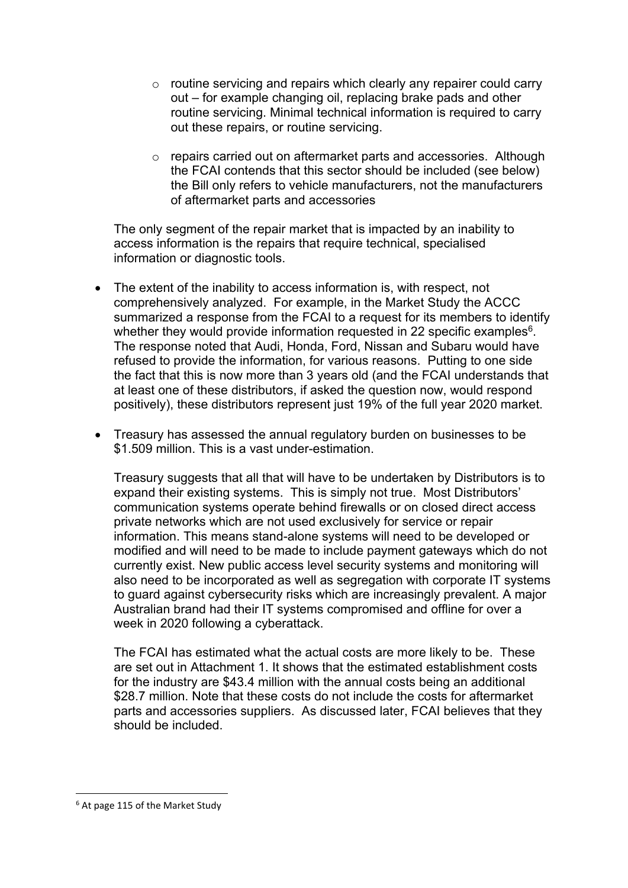- routine servicing and repairs which clearly any repairer could carry out – for example changing oil, replacing brake pads and other routine servicing. Minimal technical information is required to carry out these repairs, or routine servicing.

- repairs carried out on aftermarket parts and accessories. Although the FCAI contends that this sector should be included (see below) the Bill only refers to vehicle manufacturers, not the manufacturers of aftermarket parts and accessories

The only segment of the repair market that is impacted by an inability to access information is the repairs that require technical, specialised information or diagnostic tools.

- The extent of the inability to access information is, with respect, not comprehensively analyzed. For example, in the Market Study the ACCC summarized a response from the FCAI to a request for its members to identify whether they would provide information requested in 22 specific examples[6]. The response noted that Audi, Honda, Ford, Nissan and Subaru would have refused to provide the information, for various reasons. Putting to one side the fact that this is now more than 3 years old (and the FCAI understands that at least one of these distributors, if asked the question now, would respond positively), these distributors represent just 19% of the full year 2020 market.

- Treasury has assessed the annual regulatory burden on businesses to be \$1.509 million. This is a vast under-estimation.

  Treasury suggests that all that will have to be undertaken by Distributors is to expand their existing systems. This is simply not true. Most Distributors' communication systems operate behind firewalls or on closed direct access private networks which are not used exclusively for service or repair information. This means stand-alone systems will need to be developed or modified and will need to be made to include payment gateways which do not currently exist. New public access level security systems and monitoring will also need to be incorporated as well as segregation with corporate IT systems to guard against cybersecurity risks which are increasingly prevalent. A major Australian brand had their IT systems compromised and offline for over a week in 2020 following a cyberattack.

  The FCAI has estimated what the actual costs are more likely to be. These are set out in Attachment 1. It shows that the estimated establishment costs for the industry are \$43.4 million with the annual costs being an additional \$28.7 million. Note that these costs do not include the costs for aftermarket parts and accessories suppliers. As discussed later, FCAI believes that they should be included.

---

[6] At page 115 of the Market Study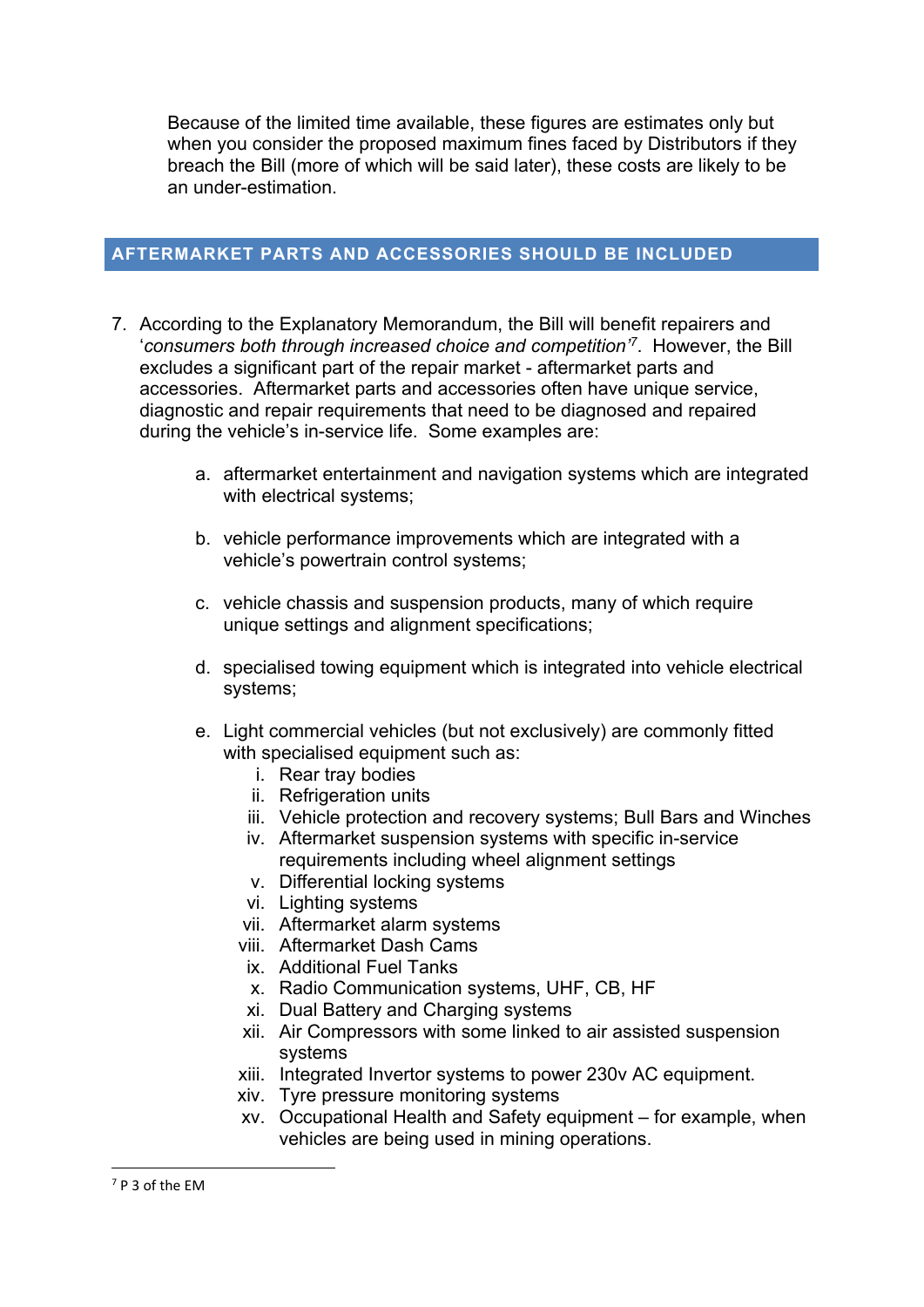Because of the limited time available, these figures are estimates only but when you consider the proposed maximum fines faced by Distributors if they breach the Bill (more of which will be said later), these costs are likely to be an under-estimation.

## AFTERMARKET PARTS AND ACCESSORIES SHOULD BE INCLUDED

7. According to the Explanatory Memorandum, the Bill will benefit repairers and '*consumers both through increased choice and competition*'[7]. However, the Bill excludes a significant part of the repair market - aftermarket parts and accessories. Aftermarket parts and accessories often have unique service, diagnostic and repair requirements that need to be diagnosed and repaired during the vehicle's in-service life. Some examples are:

   a. aftermarket entertainment and navigation systems which are integrated with electrical systems;

   b. vehicle performance improvements which are integrated with a vehicle's powertrain control systems;

   c. vehicle chassis and suspension products, many of which require unique settings and alignment specifications;

   d. specialised towing equipment which is integrated into vehicle electrical systems;

   e. Light commercial vehicles (but not exclusively) are commonly fitted with specialised equipment such as:
      i. Rear tray bodies
      ii. Refrigeration units
      iii. Vehicle protection and recovery systems; Bull Bars and Winches
      iv. Aftermarket suspension systems with specific in-service requirements including wheel alignment settings
      v. Differential locking systems
      vi. Lighting systems
      vii. Aftermarket alarm systems
      viii. Aftermarket Dash Cams
      ix. Additional Fuel Tanks
      x. Radio Communication systems, UHF, CB, HF
      xi. Dual Battery and Charging systems
      xii. Air Compressors with some linked to air assisted suspension systems
      xiii. Integrated Invertor systems to power 230v AC equipment.
      xiv. Tyre pressure monitoring systems
      xv. Occupational Health and Safety equipment – for example, when vehicles are being used in mining operations.

---

[7] P 3 of the EM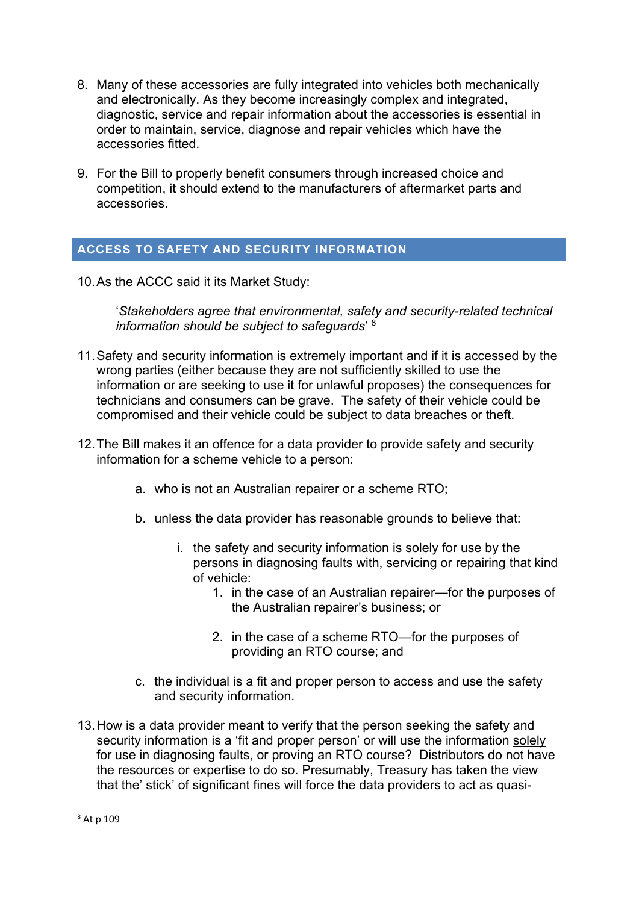8. Many of these accessories are fully integrated into vehicles both mechanically and electronically. As they become increasingly complex and integrated, diagnostic, service and repair information about the accessories is essential in order to maintain, service, diagnose and repair vehicles which have the accessories fitted.

9. For the Bill to properly benefit consumers through increased choice and competition, it should extend to the manufacturers of aftermarket parts and accessories.

## ACCESS TO SAFETY AND SECURITY INFORMATION

10. As the ACCC said it its Market Study:

    '*Stakeholders agree that environmental, safety and security-related technical information should be subject to safeguards*' [8]

11. Safety and security information is extremely important and if it is accessed by the wrong parties (either because they are not sufficiently skilled to use the information or are seeking to use it for unlawful proposes) the consequences for technicians and consumers can be grave. The safety of their vehicle could be compromised and their vehicle could be subject to data breaches or theft.

12. The Bill makes it an offence for a data provider to provide safety and security information for a scheme vehicle to a person:

    a. who is not an Australian repairer or a scheme RTO;

    b. unless the data provider has reasonable grounds to believe that:

        i. the safety and security information is solely for use by the persons in diagnosing faults with, servicing or repairing that kind of vehicle:

            1. in the case of an Australian repairer—for the purposes of the Australian repairer's business; or

            2. in the case of a scheme RTO—for the purposes of providing an RTO course; and

    c. the individual is a fit and proper person to access and use the safety and security information.

13. How is a data provider meant to verify that the person seeking the safety and security information is a 'fit and proper person' or will use the information <u>solely</u> for use in diagnosing faults, or proving an RTO course? Distributors do not have the resources or expertise to do so. Presumably, Treasury has taken the view that the' stick' of significant fines will force the data providers to act as quasi-

[8] At p 109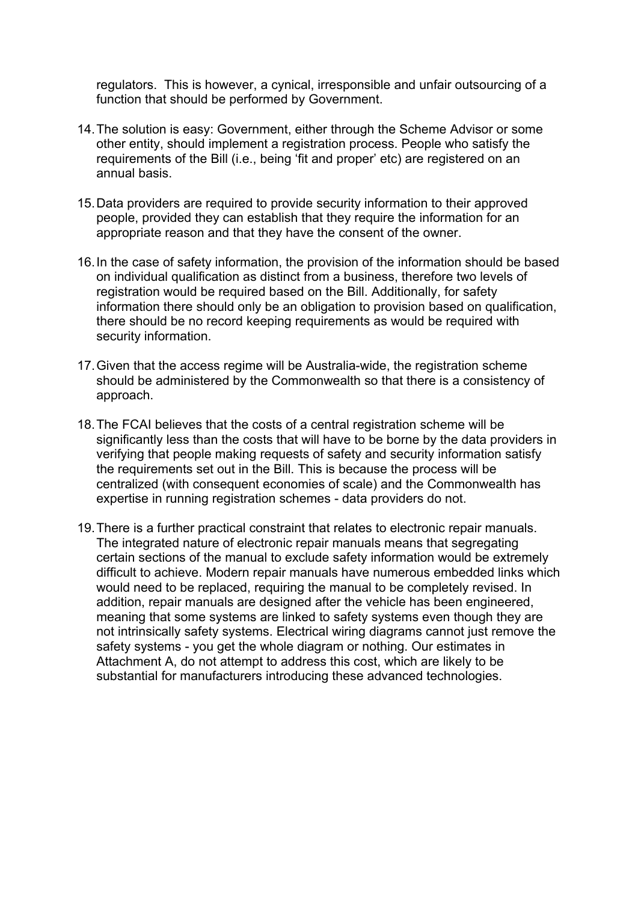regulators. This is however, a cynical, irresponsible and unfair outsourcing of a function that should be performed by Government.

14. The solution is easy: Government, either through the Scheme Advisor or some other entity, should implement a registration process. People who satisfy the requirements of the Bill (i.e., being 'fit and proper' etc) are registered on an annual basis.

15. Data providers are required to provide security information to their approved people, provided they can establish that they require the information for an appropriate reason and that they have the consent of the owner.

16. In the case of safety information, the provision of the information should be based on individual qualification as distinct from a business, therefore two levels of registration would be required based on the Bill. Additionally, for safety information there should only be an obligation to provision based on qualification, there should be no record keeping requirements as would be required with security information.

17. Given that the access regime will be Australia-wide, the registration scheme should be administered by the Commonwealth so that there is a consistency of approach.

18. The FCAI believes that the costs of a central registration scheme will be significantly less than the costs that will have to be borne by the data providers in verifying that people making requests of safety and security information satisfy the requirements set out in the Bill. This is because the process will be centralized (with consequent economies of scale) and the Commonwealth has expertise in running registration schemes - data providers do not.

19. There is a further practical constraint that relates to electronic repair manuals. The integrated nature of electronic repair manuals means that segregating certain sections of the manual to exclude safety information would be extremely difficult to achieve. Modern repair manuals have numerous embedded links which would need to be replaced, requiring the manual to be completely revised. In addition, repair manuals are designed after the vehicle has been engineered, meaning that some systems are linked to safety systems even though they are not intrinsically safety systems. Electrical wiring diagrams cannot just remove the safety systems - you get the whole diagram or nothing. Our estimates in Attachment A, do not attempt to address this cost, which are likely to be substantial for manufacturers introducing these advanced technologies.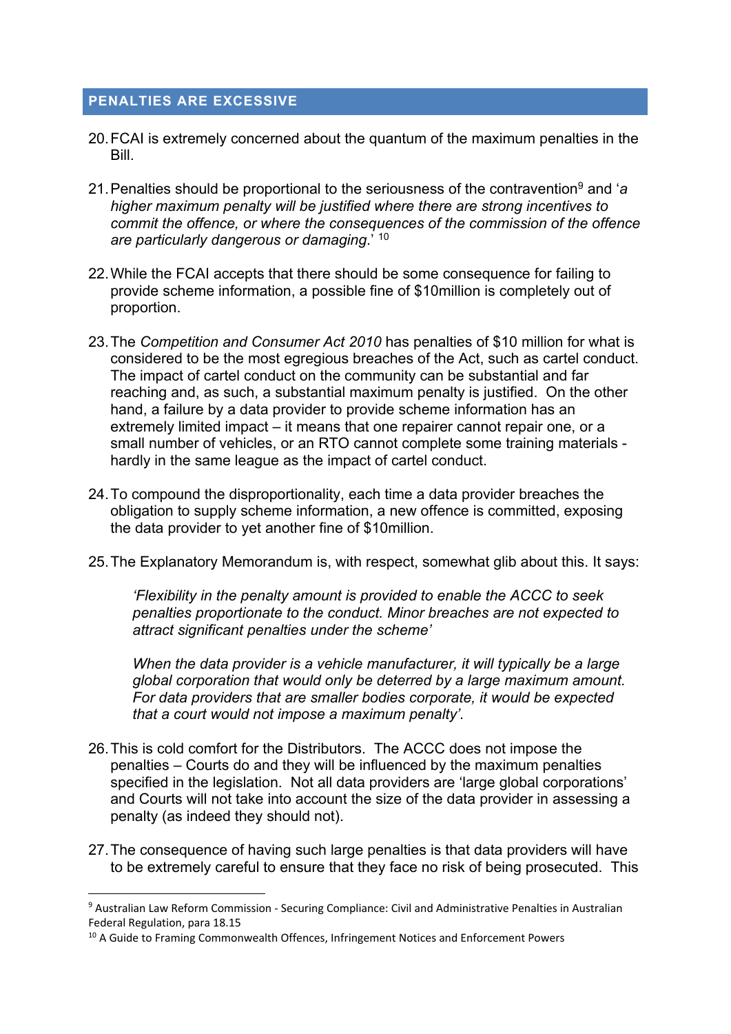## PENALTIES ARE EXCESSIVE

20. FCAI is extremely concerned about the quantum of the maximum penalties in the Bill.

21. Penalties should be proportional to the seriousness of the contravention[9] and '*a higher maximum penalty will be justified where there are strong incentives to commit the offence, or where the consequences of the commission of the offence are particularly dangerous or damaging*.' [10]

22. While the FCAI accepts that there should be some consequence for failing to provide scheme information, a possible fine of $10million is completely out of proportion.

23. The *Competition and Consumer Act 2010* has penalties of $10 million for what is considered to be the most egregious breaches of the Act, such as cartel conduct. The impact of cartel conduct on the community can be substantial and far reaching and, as such, a substantial maximum penalty is justified. On the other hand, a failure by a data provider to provide scheme information has an extremely limited impact – it means that one repairer cannot repair one, or a small number of vehicles, or an RTO cannot complete some training materials - hardly in the same league as the impact of cartel conduct.

24. To compound the disproportionality, each time a data provider breaches the obligation to supply scheme information, a new offence is committed, exposing the data provider to yet another fine of $10million.

25. The Explanatory Memorandum is, with respect, somewhat glib about this. It says:

    *'Flexibility in the penalty amount is provided to enable the ACCC to seek penalties proportionate to the conduct. Minor breaches are not expected to attract significant penalties under the scheme'*

    *When the data provider is a vehicle manufacturer, it will typically be a large global corporation that would only be deterred by a large maximum amount. For data providers that are smaller bodies corporate, it would be expected that a court would not impose a maximum penalty'.*

26. This is cold comfort for the Distributors. The ACCC does not impose the penalties – Courts do and they will be influenced by the maximum penalties specified in the legislation. Not all data providers are 'large global corporations' and Courts will not take into account the size of the data provider in assessing a penalty (as indeed they should not).

27. The consequence of having such large penalties is that data providers will have to be extremely careful to ensure that they face no risk of being prosecuted. This

---

[9] Australian Law Reform Commission - Securing Compliance: Civil and Administrative Penalties in Australian Federal Regulation, para 18.15

[10] A Guide to Framing Commonwealth Offences, Infringement Notices and Enforcement Powers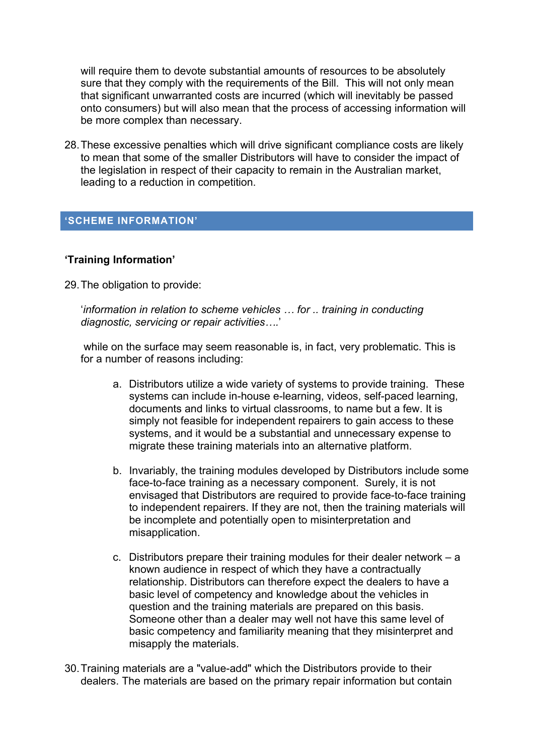will require them to devote substantial amounts of resources to be absolutely sure that they comply with the requirements of the Bill. This will not only mean that significant unwarranted costs are incurred (which will inevitably be passed onto consumers) but will also mean that the process of accessing information will be more complex than necessary.

28. These excessive penalties which will drive significant compliance costs are likely to mean that some of the smaller Distributors will have to consider the impact of the legislation in respect of their capacity to remain in the Australian market, leading to a reduction in competition.

## 'SCHEME INFORMATION'

### 'Training Information'

29. The obligation to provide:

   '*information in relation to scheme vehicles … for .. training in conducting diagnostic, servicing or repair activities….*'

   while on the surface may seem reasonable is, in fact, very problematic. This is for a number of reasons including:

   a. Distributors utilize a wide variety of systems to provide training. These systems can include in-house e-learning, videos, self-paced learning, documents and links to virtual classrooms, to name but a few. It is simply not feasible for independent repairers to gain access to these systems, and it would be a substantial and unnecessary expense to migrate these training materials into an alternative platform.

   b. Invariably, the training modules developed by Distributors include some face-to-face training as a necessary component. Surely, it is not envisaged that Distributors are required to provide face-to-face training to independent repairers. If they are not, then the training materials will be incomplete and potentially open to misinterpretation and misapplication.

   c. Distributors prepare their training modules for their dealer network – a known audience in respect of which they have a contractually relationship. Distributors can therefore expect the dealers to have a basic level of competency and knowledge about the vehicles in question and the training materials are prepared on this basis. Someone other than a dealer may well not have this same level of basic competency and familiarity meaning that they misinterpret and misapply the materials.

30. Training materials are a "value-add" which the Distributors provide to their dealers. The materials are based on the primary repair information but contain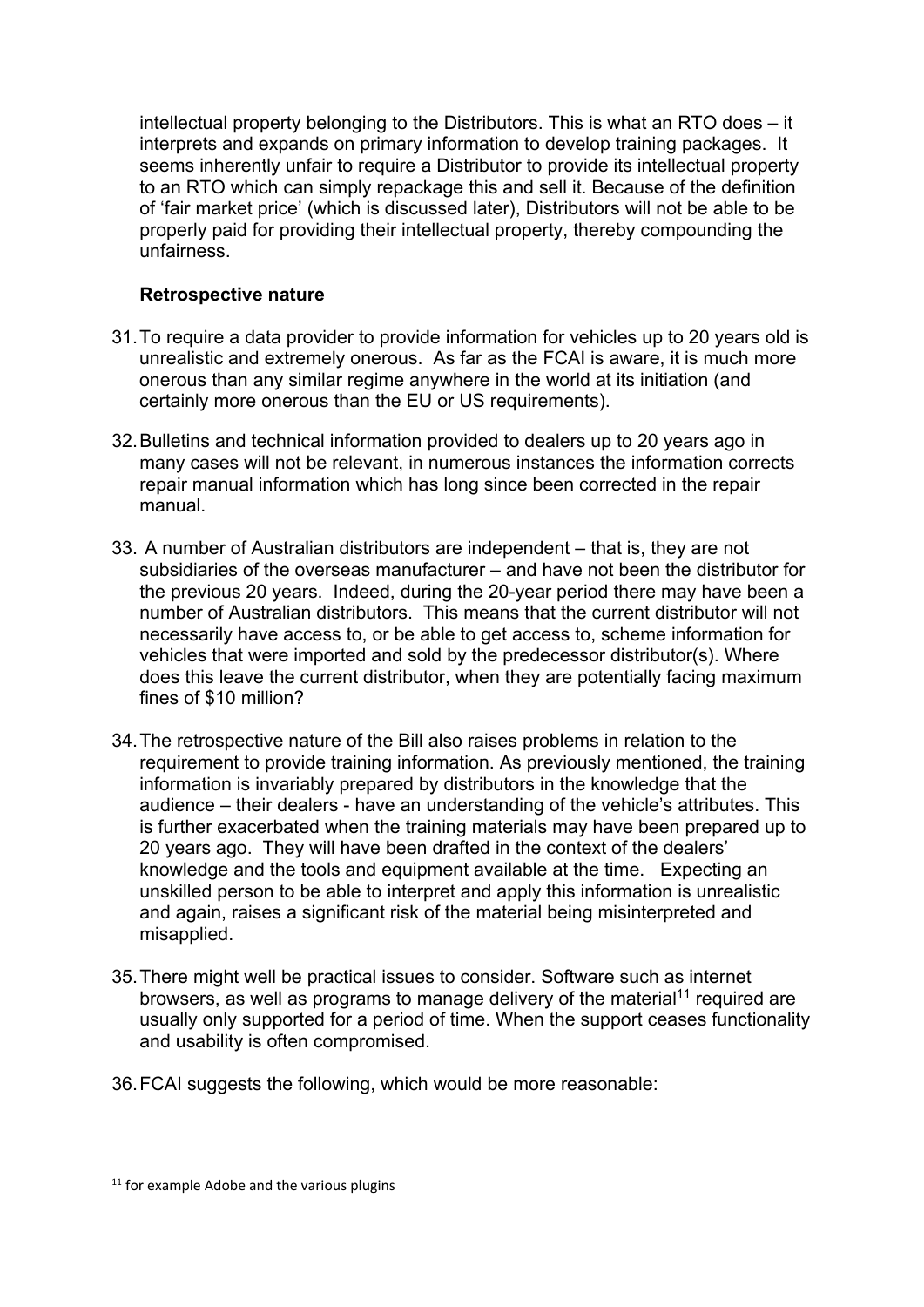intellectual property belonging to the Distributors. This is what an RTO does – it interprets and expands on primary information to develop training packages. It seems inherently unfair to require a Distributor to provide its intellectual property to an RTO which can simply repackage this and sell it. Because of the definition of 'fair market price' (which is discussed later), Distributors will not be able to be properly paid for providing their intellectual property, thereby compounding the unfairness.

**Retrospective nature**

31. To require a data provider to provide information for vehicles up to 20 years old is unrealistic and extremely onerous. As far as the FCAI is aware, it is much more onerous than any similar regime anywhere in the world at its initiation (and certainly more onerous than the EU or US requirements).

32. Bulletins and technical information provided to dealers up to 20 years ago in many cases will not be relevant, in numerous instances the information corrects repair manual information which has long since been corrected in the repair manual.

33. A number of Australian distributors are independent – that is, they are not subsidiaries of the overseas manufacturer – and have not been the distributor for the previous 20 years. Indeed, during the 20-year period there may have been a number of Australian distributors. This means that the current distributor will not necessarily have access to, or be able to get access to, scheme information for vehicles that were imported and sold by the predecessor distributor(s). Where does this leave the current distributor, when they are potentially facing maximum fines of $10 million?

34. The retrospective nature of the Bill also raises problems in relation to the requirement to provide training information. As previously mentioned, the training information is invariably prepared by distributors in the knowledge that the audience – their dealers - have an understanding of the vehicle's attributes. This is further exacerbated when the training materials may have been prepared up to 20 years ago. They will have been drafted in the context of the dealers' knowledge and the tools and equipment available at the time. Expecting an unskilled person to be able to interpret and apply this information is unrealistic and again, raises a significant risk of the material being misinterpreted and misapplied.

35. There might well be practical issues to consider. Software such as internet browsers, as well as programs to manage delivery of the material[11] required are usually only supported for a period of time. When the support ceases functionality and usability is often compromised.

36. FCAI suggests the following, which would be more reasonable:

[11] for example Adobe and the various plugins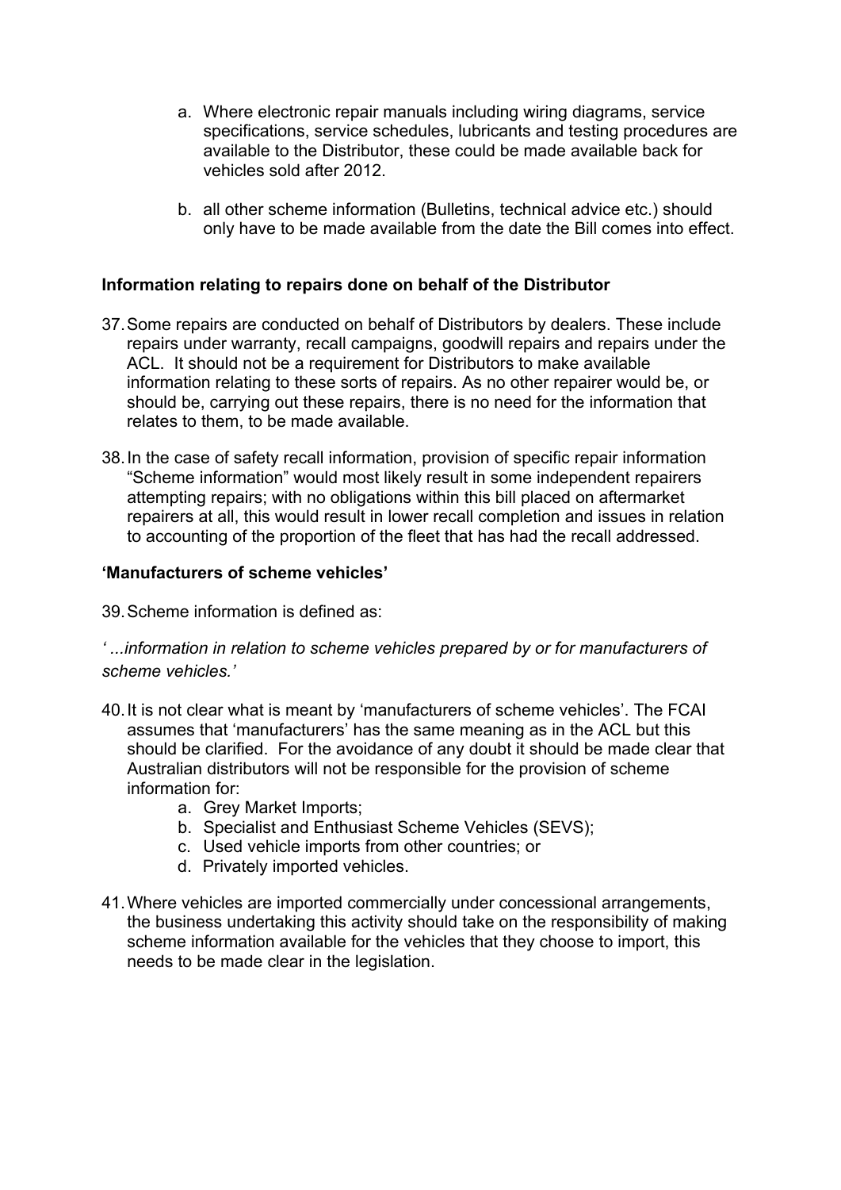a. Where electronic repair manuals including wiring diagrams, service specifications, service schedules, lubricants and testing procedures are available to the Distributor, these could be made available back for vehicles sold after 2012.

   b. all other scheme information (Bulletins, technical advice etc.) should only have to be made available from the date the Bill comes into effect.

**Information relating to repairs done on behalf of the Distributor**

37. Some repairs are conducted on behalf of Distributors by dealers. These include repairs under warranty, recall campaigns, goodwill repairs and repairs under the ACL. It should not be a requirement for Distributors to make available information relating to these sorts of repairs. As no other repairer would be, or should be, carrying out these repairs, there is no need for the information that relates to them, to be made available.

38. In the case of safety recall information, provision of specific repair information "Scheme information" would most likely result in some independent repairers attempting repairs; with no obligations within this bill placed on aftermarket repairers at all, this would result in lower recall completion and issues in relation to accounting of the proportion of the fleet that has had the recall addressed.

**'Manufacturers of scheme vehicles'**

39. Scheme information is defined as:

*' ...information in relation to scheme vehicles prepared by or for manufacturers of scheme vehicles.'*

40. It is not clear what is meant by 'manufacturers of scheme vehicles'. The FCAI assumes that 'manufacturers' has the same meaning as in the ACL but this should be clarified. For the avoidance of any doubt it should be made clear that Australian distributors will not be responsible for the provision of scheme information for:
    a. Grey Market Imports;
    b. Specialist and Enthusiast Scheme Vehicles (SEVS);
    c. Used vehicle imports from other countries; or
    d. Privately imported vehicles.

41. Where vehicles are imported commercially under concessional arrangements, the business undertaking this activity should take on the responsibility of making scheme information available for the vehicles that they choose to import, this needs to be made clear in the legislation.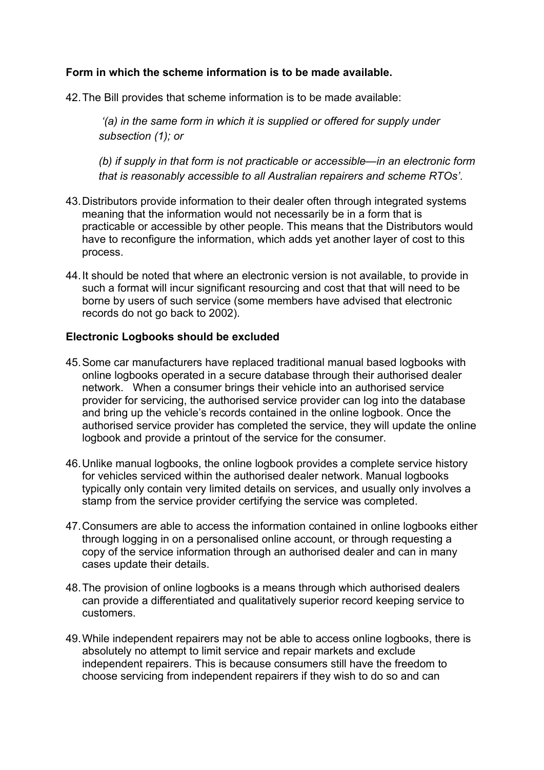**Form in which the scheme information is to be made available.**

42. The Bill provides that scheme information is to be made available:

    *'(a) in the same form in which it is supplied or offered for supply under subsection (1); or*

    *(b) if supply in that form is not practicable or accessible—in an electronic form that is reasonably accessible to all Australian repairers and scheme RTOs'*.

43. Distributors provide information to their dealer often through integrated systems meaning that the information would not necessarily be in a form that is practicable or accessible by other people. This means that the Distributors would have to reconfigure the information, which adds yet another layer of cost to this process.

44. It should be noted that where an electronic version is not available, to provide in such a format will incur significant resourcing and cost that that will need to be borne by users of such service (some members have advised that electronic records do not go back to 2002).

**Electronic Logbooks should be excluded**

45. Some car manufacturers have replaced traditional manual based logbooks with online logbooks operated in a secure database through their authorised dealer network. When a consumer brings their vehicle into an authorised service provider for servicing, the authorised service provider can log into the database and bring up the vehicle's records contained in the online logbook. Once the authorised service provider has completed the service, they will update the online logbook and provide a printout of the service for the consumer.

46. Unlike manual logbooks, the online logbook provides a complete service history for vehicles serviced within the authorised dealer network. Manual logbooks typically only contain very limited details on services, and usually only involves a stamp from the service provider certifying the service was completed.

47. Consumers are able to access the information contained in online logbooks either through logging in on a personalised online account, or through requesting a copy of the service information through an authorised dealer and can in many cases update their details.

48. The provision of online logbooks is a means through which authorised dealers can provide a differentiated and qualitatively superior record keeping service to customers.

49. While independent repairers may not be able to access online logbooks, there is absolutely no attempt to limit service and repair markets and exclude independent repairers. This is because consumers still have the freedom to choose servicing from independent repairers if they wish to do so and can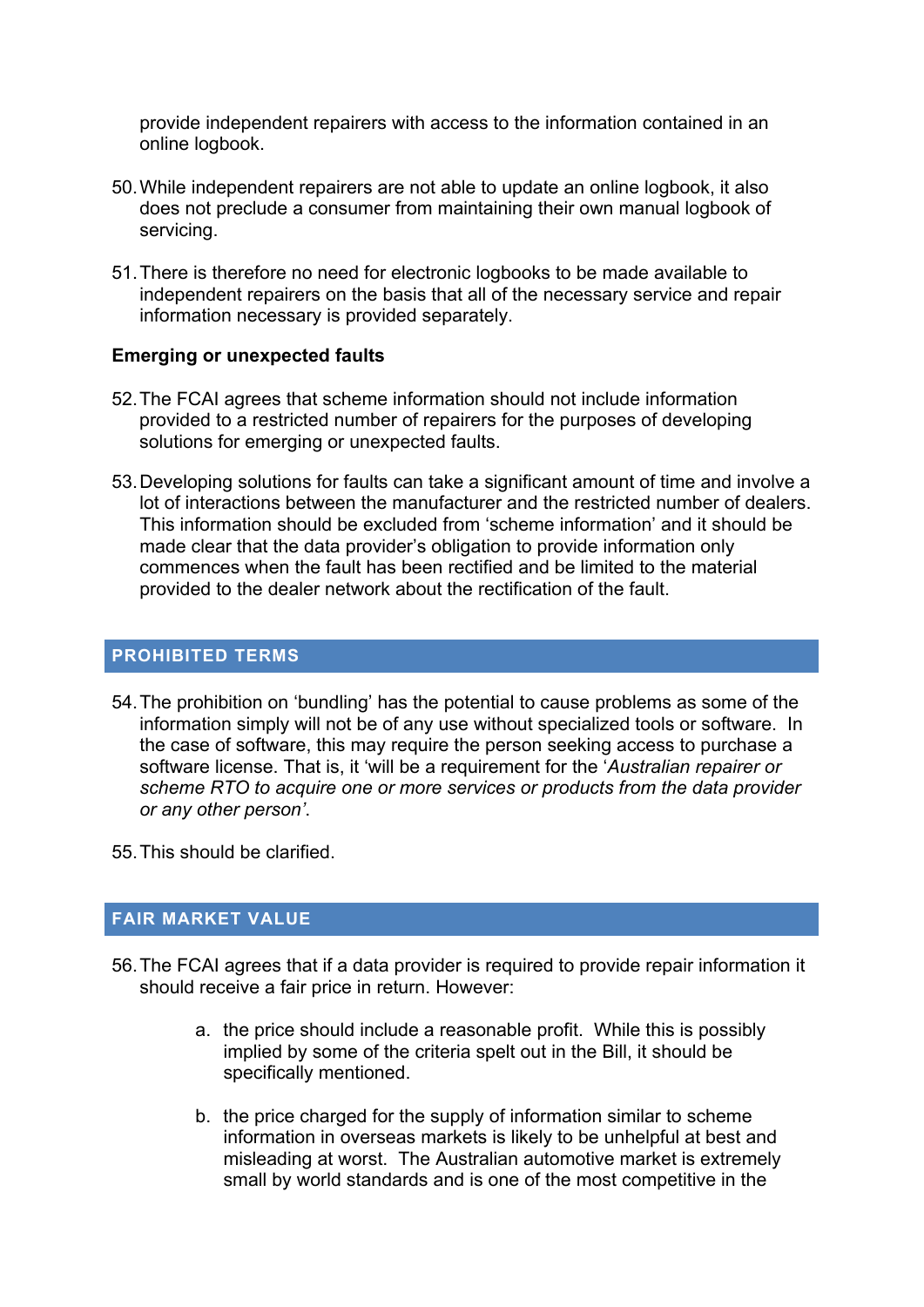provide independent repairers with access to the information contained in an online logbook.

50. While independent repairers are not able to update an online logbook, it also does not preclude a consumer from maintaining their own manual logbook of servicing.

51. There is therefore no need for electronic logbooks to be made available to independent repairers on the basis that all of the necessary service and repair information necessary is provided separately.

**Emerging or unexpected faults**

52. The FCAI agrees that scheme information should not include information provided to a restricted number of repairers for the purposes of developing solutions for emerging or unexpected faults.

53. Developing solutions for faults can take a significant amount of time and involve a lot of interactions between the manufacturer and the restricted number of dealers. This information should be excluded from 'scheme information' and it should be made clear that the data provider's obligation to provide information only commences when the fault has been rectified and be limited to the material provided to the dealer network about the rectification of the fault.

## PROHIBITED TERMS

54. The prohibition on 'bundling' has the potential to cause problems as some of the information simply will not be of any use without specialized tools or software. In the case of software, this may require the person seeking access to purchase a software license. That is, it 'will be a requirement for the '*Australian repairer or scheme RTO to acquire one or more services or products from the data provider or any other person*'.

55. This should be clarified.

## FAIR MARKET VALUE

56. The FCAI agrees that if a data provider is required to provide repair information it should receive a fair price in return. However:

    a. the price should include a reasonable profit. While this is possibly implied by some of the criteria spelt out in the Bill, it should be specifically mentioned.

    b. the price charged for the supply of information similar to scheme information in overseas markets is likely to be unhelpful at best and misleading at worst. The Australian automotive market is extremely small by world standards and is one of the most competitive in the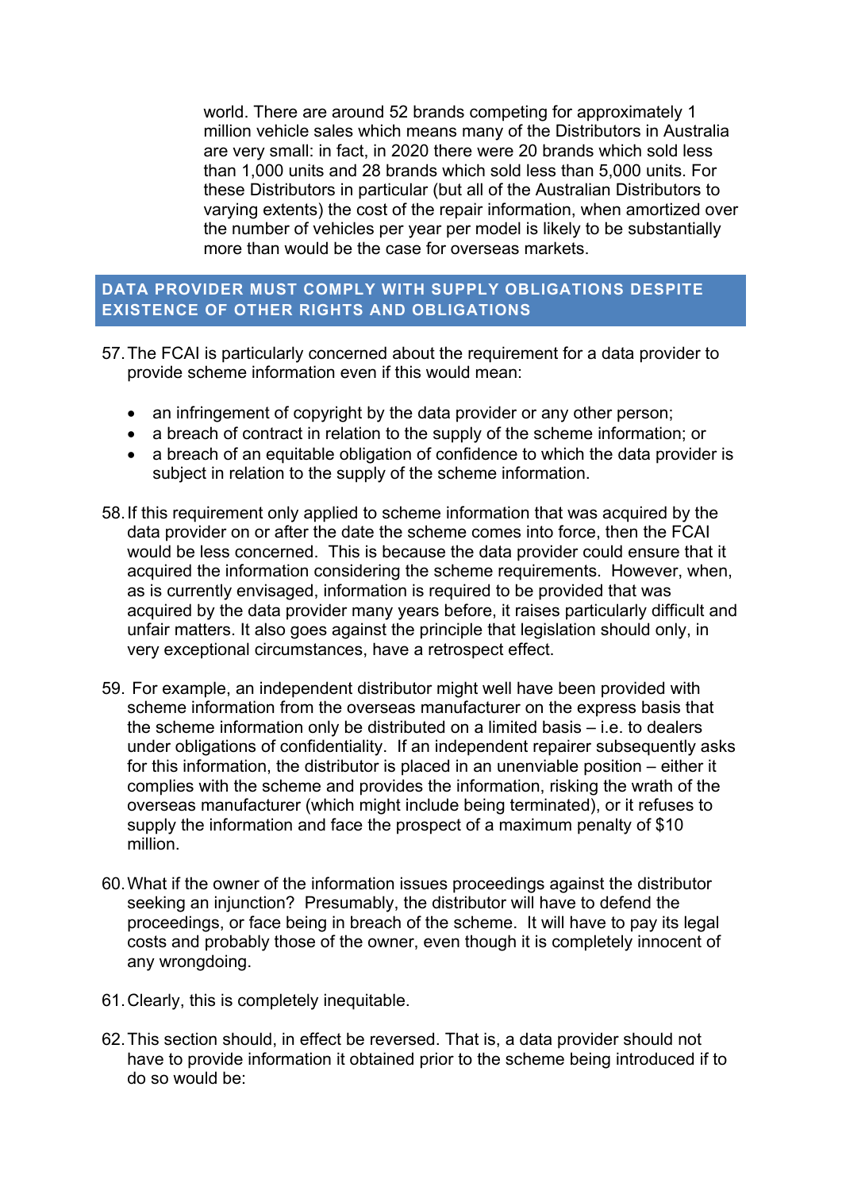world. There are around 52 brands competing for approximately 1 million vehicle sales which means many of the Distributors in Australia are very small: in fact, in 2020 there were 20 brands which sold less than 1,000 units and 28 brands which sold less than 5,000 units. For these Distributors in particular (but all of the Australian Distributors to varying extents) the cost of the repair information, when amortized over the number of vehicles per year per model is likely to be substantially more than would be the case for overseas markets.

## DATA PROVIDER MUST COMPLY WITH SUPPLY OBLIGATIONS DESPITE EXISTENCE OF OTHER RIGHTS AND OBLIGATIONS

57. The FCAI is particularly concerned about the requirement for a data provider to provide scheme information even if this would mean:

   - an infringement of copyright by the data provider or any other person;
   - a breach of contract in relation to the supply of the scheme information; or
   - a breach of an equitable obligation of confidence to which the data provider is subject in relation to the supply of the scheme information.

58. If this requirement only applied to scheme information that was acquired by the data provider on or after the date the scheme comes into force, then the FCAI would be less concerned. This is because the data provider could ensure that it acquired the information considering the scheme requirements. However, when, as is currently envisaged, information is required to be provided that was acquired by the data provider many years before, it raises particularly difficult and unfair matters. It also goes against the principle that legislation should only, in very exceptional circumstances, have a retrospect effect.

59. For example, an independent distributor might well have been provided with scheme information from the overseas manufacturer on the express basis that the scheme information only be distributed on a limited basis – i.e. to dealers under obligations of confidentiality. If an independent repairer subsequently asks for this information, the distributor is placed in an unenviable position – either it complies with the scheme and provides the information, risking the wrath of the overseas manufacturer (which might include being terminated), or it refuses to supply the information and face the prospect of a maximum penalty of $10 million.

60. What if the owner of the information issues proceedings against the distributor seeking an injunction? Presumably, the distributor will have to defend the proceedings, or face being in breach of the scheme. It will have to pay its legal costs and probably those of the owner, even though it is completely innocent of any wrongdoing.

61. Clearly, this is completely inequitable.

62. This section should, in effect be reversed. That is, a data provider should not have to provide information it obtained prior to the scheme being introduced if to do so would be: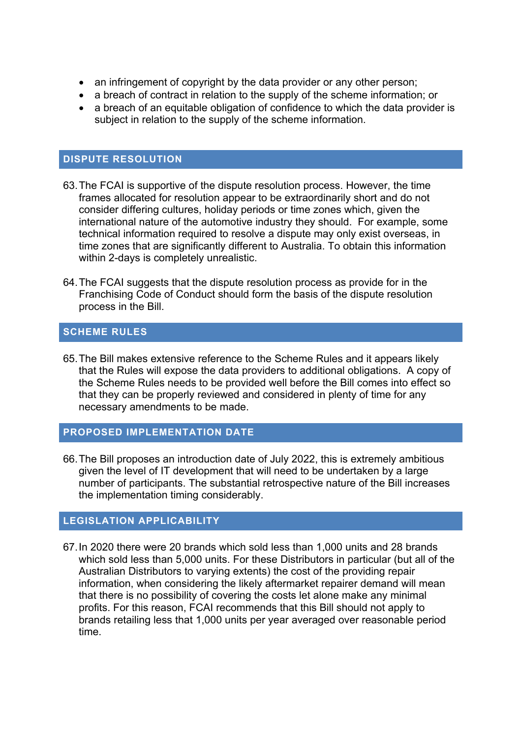- an infringement of copyright by the data provider or any other person;
- a breach of contract in relation to the supply of the scheme information; or
- a breach of an equitable obligation of confidence to which the data provider is subject in relation to the supply of the scheme information.

## DISPUTE RESOLUTION

63. The FCAI is supportive of the dispute resolution process. However, the time frames allocated for resolution appear to be extraordinarily short and do not consider differing cultures, holiday periods or time zones which, given the international nature of the automotive industry they should. For example, some technical information required to resolve a dispute may only exist overseas, in time zones that are significantly different to Australia. To obtain this information within 2-days is completely unrealistic.

64. The FCAI suggests that the dispute resolution process as provide for in the Franchising Code of Conduct should form the basis of the dispute resolution process in the Bill.

## SCHEME RULES

65. The Bill makes extensive reference to the Scheme Rules and it appears likely that the Rules will expose the data providers to additional obligations. A copy of the Scheme Rules needs to be provided well before the Bill comes into effect so that they can be properly reviewed and considered in plenty of time for any necessary amendments to be made.

## PROPOSED IMPLEMENTATION DATE

66. The Bill proposes an introduction date of July 2022, this is extremely ambitious given the level of IT development that will need to be undertaken by a large number of participants. The substantial retrospective nature of the Bill increases the implementation timing considerably.

## LEGISLATION APPLICABILITY

67. In 2020 there were 20 brands which sold less than 1,000 units and 28 brands which sold less than 5,000 units. For these Distributors in particular (but all of the Australian Distributors to varying extents) the cost of the providing repair information, when considering the likely aftermarket repairer demand will mean that there is no possibility of covering the costs let alone make any minimal profits. For this reason, FCAI recommends that this Bill should not apply to brands retailing less that 1,000 units per year averaged over reasonable period time.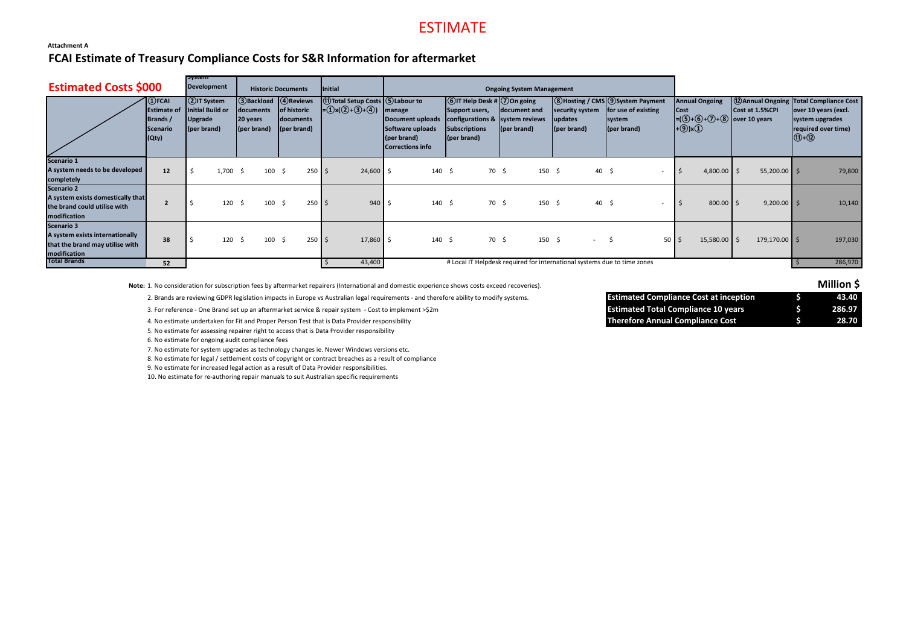# ESTIMATE

**Attachment A**

## FCAI Estimate of Treasury Compliance Costs for S&R Information for aftermarket

| **Estimated Costs $000** | | System Development | Historic Documents | | Initial | Ongoing System Management | | | | | | | |
|---|---|---|---|---|---|---|---|---|---|---|---|---|---|
| | ①FCAI Estimate of Brands / Scenario (Qty) | ②IT System Initial Build or Upgrade (per brand) | ③Backload documents 20 years (per brand) | ④Reviews of historic documents (per brand) | ⑪Total Setup Costs =①x(②+③+④) | ⑤Labour to manage Document uploads Software uploads (per brand) Corrections info | ⑥IT Help Desk # Support users, configurations & Subscriptions (per brand) | ⑦On going document and system reviews (per brand) | ⑧Hosting / CMS security system updates (per brand) | ⑨System Payment for use of existing system (per brand) | Annual Ongoing Cost =(⑤+⑥+⑦+⑧+⑨)x① | ⑫Annual Ongoing Cost at 1.5%CPI over 10 years | Total Compliance Cost over 10 years (excl. system upgrades required over time) ⑪+⑫ |
| **Scenario 1** **A system needs to be developed completely** | 12 | $ 1,700 | $ 100 | $ 250 | $ 24,600 | $ 140 | $ 70 | $ 150 | $ 40 | $ - | $ 4,800.00 | $ 55,200.00 | $ 79,800 |
| **Scenario 2** **A system exists domestically that the brand could utilise with modification** | 2 | $ 120 | $ 100 | $ 250 | $ 940 | $ 140 | $ 70 | $ 150 | $ 40 | $ - | $ 800.00 | $ 9,200.00 | $ 10,140 |
| **Scenario 3** **A system exists internationally that the brand may utilise with modification** | 38 | $ 120 | $ 100 | $ 250 | $ 17,860 | $ 140 | $ 70 | $ 150 | $ - | $ 50 | $ 15,580.00 | $ 179,170.00 | $ 197,030 |
| **Total Brands** | 52 | | | | $ 43,400 | # Local IT Helpdesk required for international systems due to time zones | | | | | | | $ 286,970 |

**Note:** 1. No consideration for subscription fees by aftermarket repairers (International and domestic experience shows costs exceed recoveries).

2. Brands are reviewing GDPR legislation impacts in Europe vs Australian legal requirements - and therefore ability to modify systems.

3. For reference - One Brand set up an aftermarket service & repair system - Cost to implement >$2m

4. No estimate undertaken for Fit and Proper Person Test that is Data Provider responsibility

5. No estimate for assessing repairer right to access that is Data Provider responsibility

6. No estimate for ongoing audit compliance fees

7. No estimate for system upgrades as technology changes ie. Newer Windows versions etc.

8. No estimate for legal / settlement costs of copyright or contract breaches as a result of compliance

9. No estimate for increased legal action as a result of Data Provider responsibilities.

10. No estimate for re-authoring repair manuals to suit Australian specific requirements

| | | **Million $** |
|---|---|---|
| **Estimated Compliance Cost at inception** | $ | 43.40 |
| **Estimated Total Compliance 10 years** | $ | 286.97 |
| **Therefore Annual Compliance Cost** | $ | 28.70 |